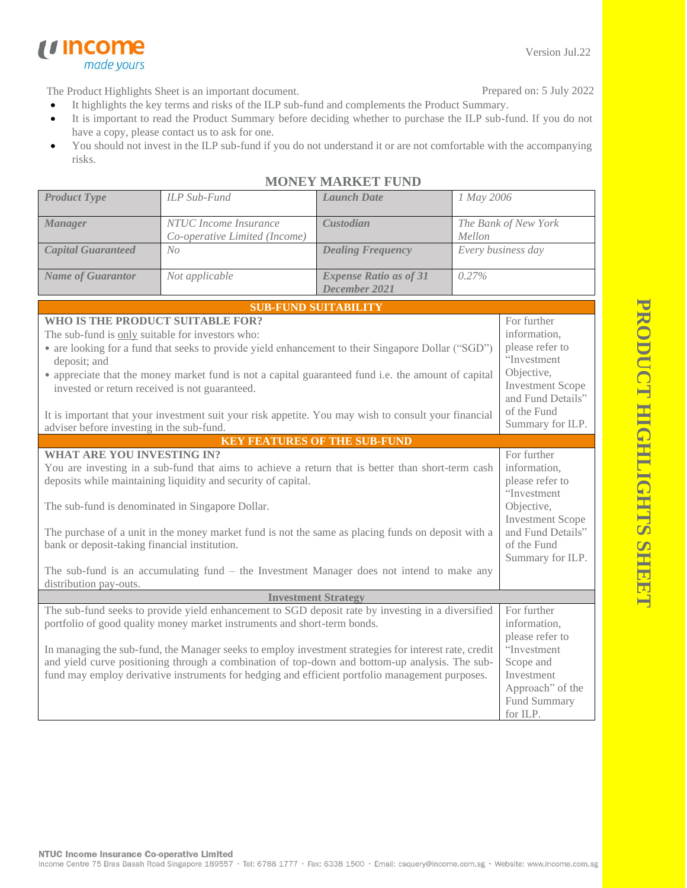Version Jul.22

The Product Highlights Sheet is an important document. Prepared on: 5 July 2022

- It highlights the key terms and risks of the ILP sub-fund and complements the Product Summary.
- It is important to read the Product Summary before deciding whether to purchase the ILP sub-fund. If you do not have a copy, please contact us to ask for one.
- You should not invest in the ILP sub-fund if you do not understand it or are not comfortable with the accompanying risks.

# MONEY MARKET FUND

| *Product Type* | *ILP Sub-Fund* | *Launch Date* | *1 May 2006* |
|---|---|---|---|
| *Manager* | *NTUC Income Insurance Co-operative Limited (Income)* | *Custodian* | *The Bank of New York Mellon* |
| *Capital Guaranteed* | *No* | *Dealing Frequency* | *Every business day* |
| *Name of Guarantor* | *Not applicable* | *Expense Ratio as of 31 December 2021* | *0.27%* |

## SUB-FUND SUITABILITY

**WHO IS THE PRODUCT SUITABLE FOR?**

The sub-fund is only suitable for investors who:

- are looking for a fund that seeks to provide yield enhancement to their Singapore Dollar ("SGD") deposit; and
- appreciate that the money market fund is not a capital guaranteed fund i.e. the amount of capital invested or return received is not guaranteed.

It is important that your investment suit your risk appetite. You may wish to consult your financial adviser before investing in the sub-fund.

For further information, please refer to "Investment Objective, Investment Scope and Fund Details" of the Fund Summary for ILP.

## KEY FEATURES OF THE SUB-FUND

**WHAT ARE YOU INVESTING IN?**

You are investing in a sub-fund that aims to achieve a return that is better than short-term cash deposits while maintaining liquidity and security of capital.

The sub-fund is denominated in Singapore Dollar.

The purchase of a unit in the money market fund is not the same as placing funds on deposit with a bank or deposit-taking financial institution.

The sub-fund is an accumulating fund – the Investment Manager does not intend to make any distribution pay-outs.

For further information, please refer to "Investment Objective, Investment Scope and Fund Details" of the Fund Summary for ILP.

### Investment Strategy

The sub-fund seeks to provide yield enhancement to SGD deposit rate by investing in a diversified portfolio of good quality money market instruments and short-term bonds.

In managing the sub-fund, the Manager seeks to employ investment strategies for interest rate, credit and yield curve positioning through a combination of top-down and bottom-up analysis. The sub-fund may employ derivative instruments for hedging and efficient portfolio management purposes.

For further information, please refer to "Investment Scope and Investment Approach" of the Fund Summary for ILP.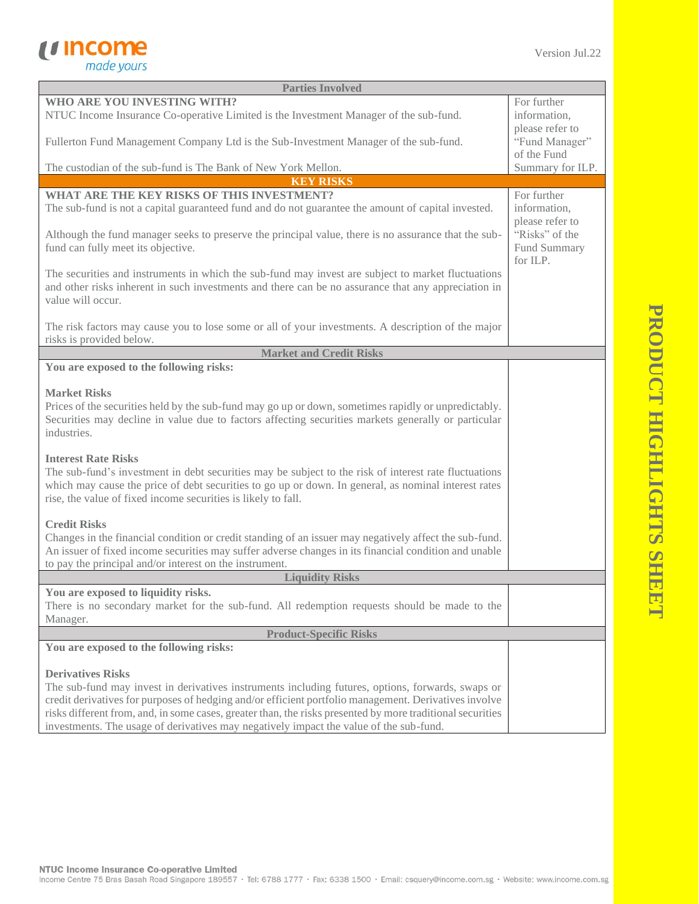| Parties Involved | |
|---|---|
| **WHO ARE YOU INVESTING WITH?**<br>NTUC Income Insurance Co-operative Limited is the Investment Manager of the sub-fund.<br><br>Fullerton Fund Management Company Ltd is the Sub-Investment Manager of the sub-fund.<br><br>The custodian of the sub-fund is The Bank of New York Mellon. | For further information, please refer to "Fund Manager" of the Fund Summary for ILP. |

| KEY RISKS | |
|---|---|
| **WHAT ARE THE KEY RISKS OF THIS INVESTMENT?**<br>The sub-fund is not a capital guaranteed fund and do not guarantee the amount of capital invested.<br><br>Although the fund manager seeks to preserve the principal value, there is no assurance that the sub-fund can fully meet its objective.<br><br>The securities and instruments in which the sub-fund may invest are subject to market fluctuations and other risks inherent in such investments and there can be no assurance that any appreciation in value will occur.<br><br>The risk factors may cause you to lose some or all of your investments. A description of the major risks is provided below. | For further information, please refer to "Risks" of the Fund Summary for ILP. |

| Market and Credit Risks | |
|---|---|
| **You are exposed to the following risks:**<br><br>**Market Risks**<br>Prices of the securities held by the sub-fund may go up or down, sometimes rapidly or unpredictably. Securities may decline in value due to factors affecting securities markets generally or particular industries.<br><br>**Interest Rate Risks**<br>The sub-fund's investment in debt securities may be subject to the risk of interest rate fluctuations which may cause the price of debt securities to go up or down. In general, as nominal interest rates rise, the value of fixed income securities is likely to fall.<br><br>**Credit Risks**<br>Changes in the financial condition or credit standing of an issuer may negatively affect the sub-fund. An issuer of fixed income securities may suffer adverse changes in its financial condition and unable to pay the principal and/or interest on the instrument. | |

| Liquidity Risks | |
|---|---|
| **You are exposed to liquidity risks.**<br>There is no secondary market for the sub-fund. All redemption requests should be made to the Manager. | |

| Product-Specific Risks | |
|---|---|
| **You are exposed to the following risks:**<br><br>**Derivatives Risks**<br>The sub-fund may invest in derivatives instruments including futures, options, forwards, swaps or credit derivatives for purposes of hedging and/or efficient portfolio management. Derivatives involve risks different from, and, in some cases, greater than, the risks presented by more traditional securities investments. The usage of derivatives may negatively impact the value of the sub-fund. | |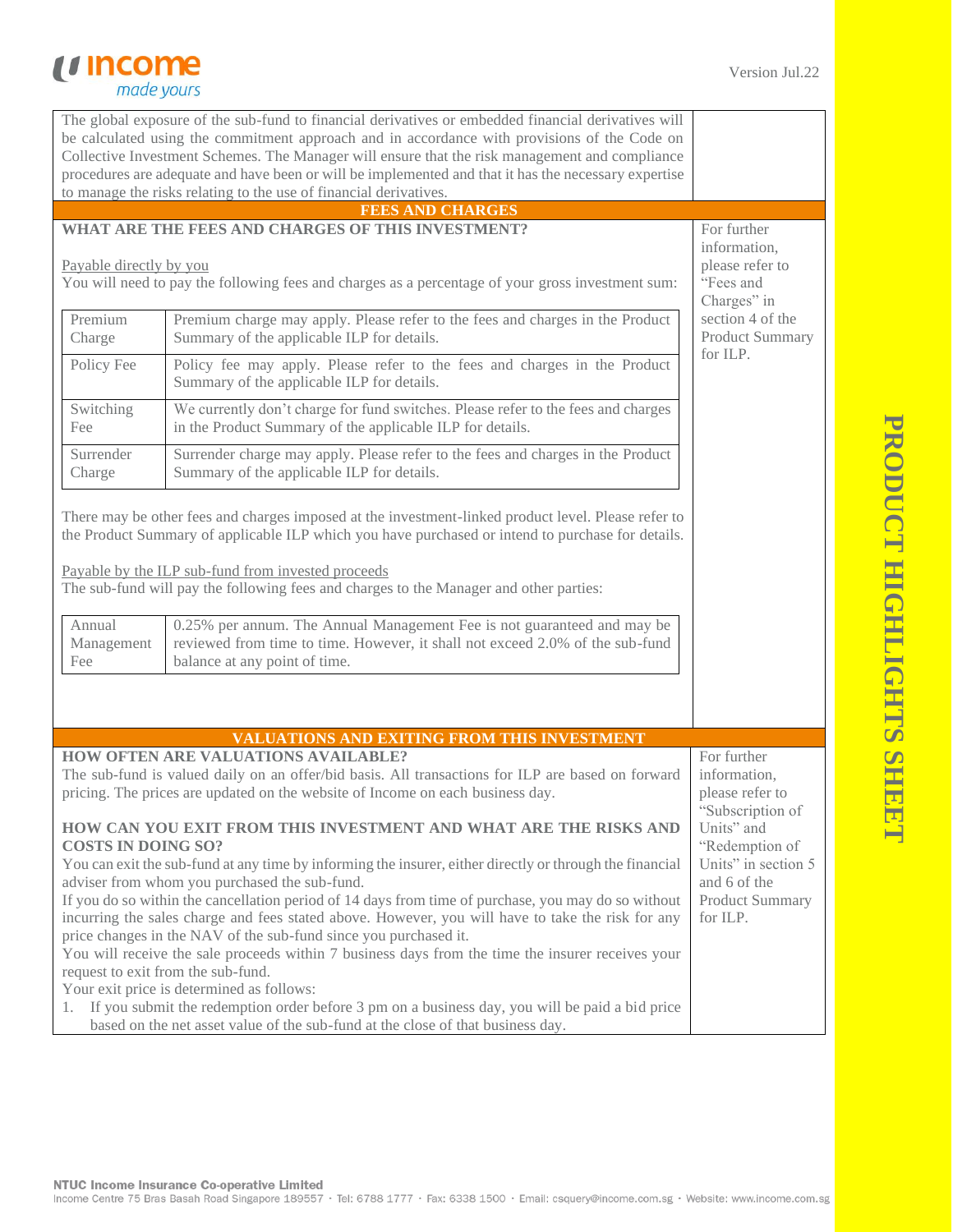The global exposure of the sub-fund to financial derivatives or embedded financial derivatives will be calculated using the commitment approach and in accordance with provisions of the Code on Collective Investment Schemes. The Manager will ensure that the risk management and compliance procedures are adequate and have been or will be implemented and that it has the necessary expertise to manage the risks relating to the use of financial derivatives.

## FEES AND CHARGES

### WHAT ARE THE FEES AND CHARGES OF THIS INVESTMENT?

*For further information, please refer to "Fees and Charges" in section 4 of the Product Summary for ILP.*

Payable directly by you

You will need to pay the following fees and charges as a percentage of your gross investment sum:

| | |
|---|---|
| Premium Charge | Premium charge may apply. Please refer to the fees and charges in the Product Summary of the applicable ILP for details. |
| Policy Fee | Policy fee may apply. Please refer to the fees and charges in the Product Summary of the applicable ILP for details. |
| Switching Fee | We currently don't charge for fund switches. Please refer to the fees and charges in the Product Summary of the applicable ILP for details. |
| Surrender Charge | Surrender charge may apply. Please refer to the fees and charges in the Product Summary of the applicable ILP for details. |

There may be other fees and charges imposed at the investment-linked product level. Please refer to the Product Summary of applicable ILP which you have purchased or intend to purchase for details.

Payable by the ILP sub-fund from invested proceeds

The sub-fund will pay the following fees and charges to the Manager and other parties:

| | |
|---|---|
| Annual Management Fee | 0.25% per annum. The Annual Management Fee is not guaranteed and may be reviewed from time to time. However, it shall not exceed 2.0% of the sub-fund balance at any point of time. |

## VALUATIONS AND EXITING FROM THIS INVESTMENT

*For further information, please refer to "Subscription of Units" and "Redemption of Units" in section 5 and 6 of the Product Summary for ILP.*

### HOW OFTEN ARE VALUATIONS AVAILABLE?

The sub-fund is valued daily on an offer/bid basis. All transactions for ILP are based on forward pricing. The prices are updated on the website of Income on each business day.

### HOW CAN YOU EXIT FROM THIS INVESTMENT AND WHAT ARE THE RISKS AND COSTS IN DOING SO?

You can exit the sub-fund at any time by informing the insurer, either directly or through the financial adviser from whom you purchased the sub-fund.

If you do so within the cancellation period of 14 days from time of purchase, you may do so without incurring the sales charge and fees stated above. However, you will have to take the risk for any price changes in the NAV of the sub-fund since you purchased it.

You will receive the sale proceeds within 7 business days from the time the insurer receives your request to exit from the sub-fund.

Your exit price is determined as follows:

1. If you submit the redemption order before 3 pm on a business day, you will be paid a bid price based on the net asset value of the sub-fund at the close of that business day.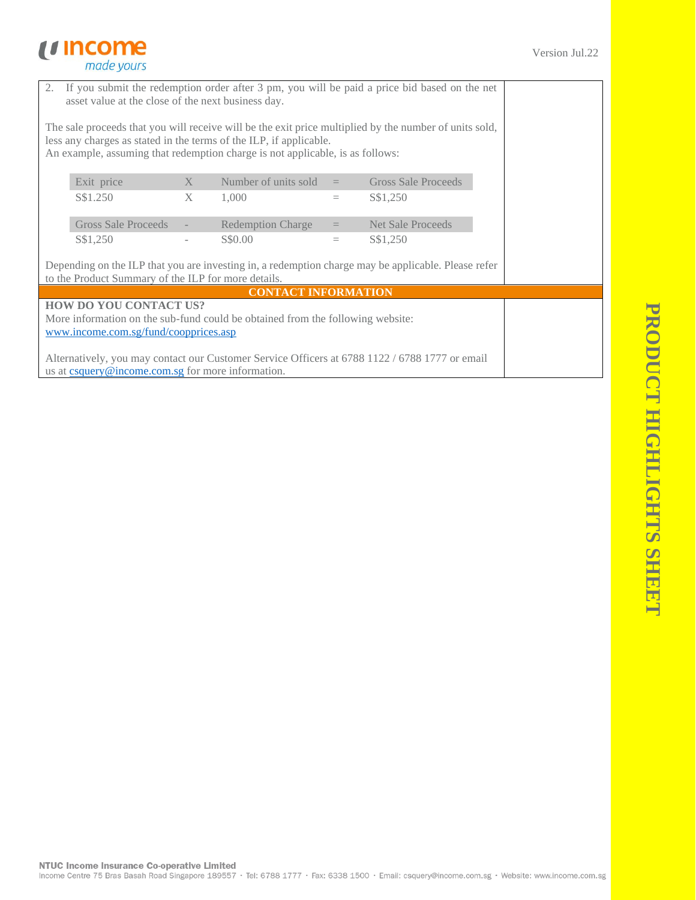2. If you submit the redemption order after 3 pm, you will be paid a price bid based on the net asset value at the close of the next business day.

The sale proceeds that you will receive will be the exit price multiplied by the number of units sold, less any charges as stated in the terms of the ILP, if applicable.
An example, assuming that redemption charge is not applicable, is as follows:

| Exit price | X | Number of units sold | = | Gross Sale Proceeds |
|---|---|---|---|---|
| S$1.250 | X | 1,000 | = | S$1,250 |

| Gross Sale Proceeds | - | Redemption Charge | = | Net Sale Proceeds |
|---|---|---|---|---|
| S$1,250 | - | S$0.00 | = | S$1,250 |

Depending on the ILP that you are investing in, a redemption charge may be applicable. Please refer to the Product Summary of the ILP for more details.

## CONTACT INFORMATION

**HOW DO YOU CONTACT US?**

More information on the sub-fund could be obtained from the following website: www.income.com.sg/fund/coopprices.asp

Alternatively, you may contact our Customer Service Officers at 6788 1122 / 6788 1777 or email us at csquery@income.com.sg for more information.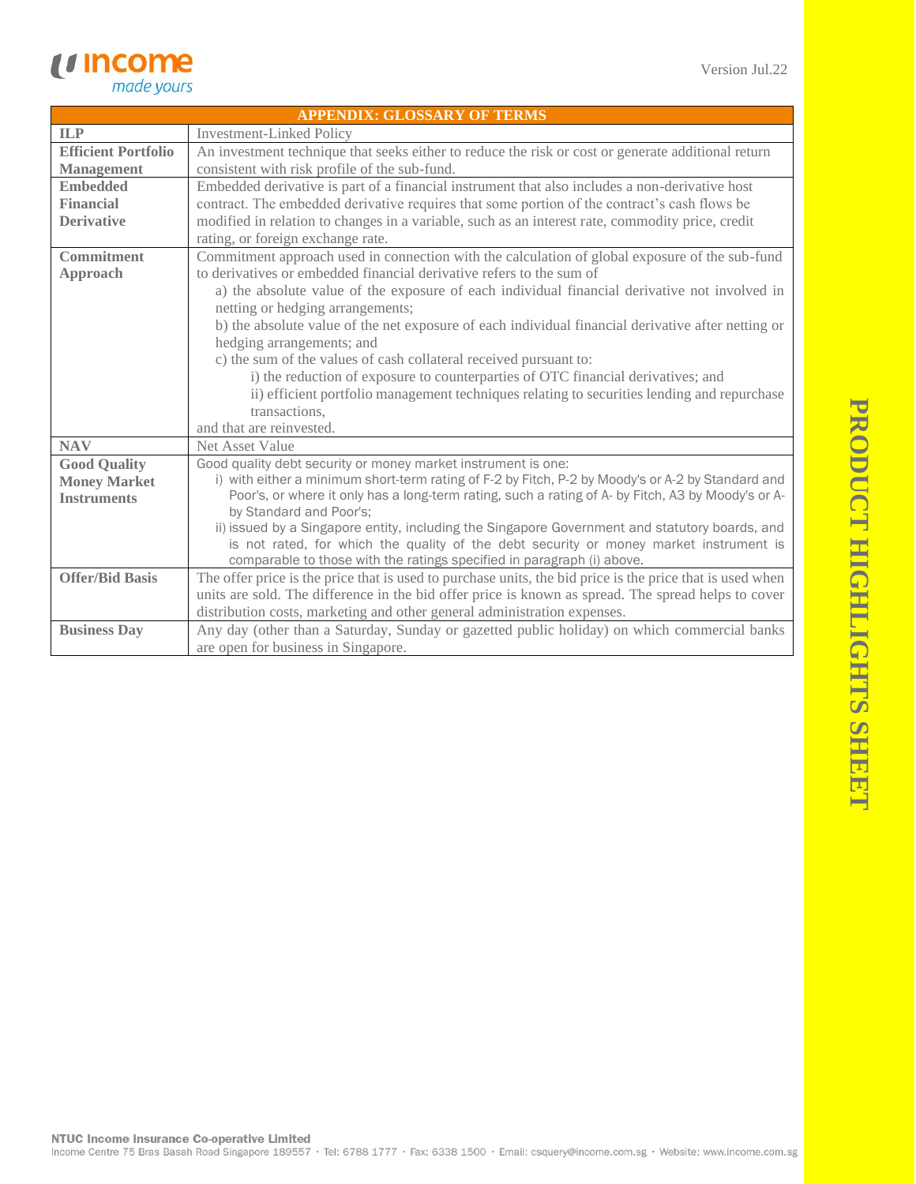| APPENDIX: GLOSSARY OF TERMS | |
|---|---|
| **ILP** | Investment-Linked Policy |
| **Efficient Portfolio Management** | An investment technique that seeks either to reduce the risk or cost or generate additional return consistent with risk profile of the sub-fund. |
| **Embedded Financial Derivative** | Embedded derivative is part of a financial instrument that also includes a non-derivative host contract. The embedded derivative requires that some portion of the contract's cash flows be modified in relation to changes in a variable, such as an interest rate, commodity price, credit rating, or foreign exchange rate. |
| **Commitment Approach** | Commitment approach used in connection with the calculation of global exposure of the sub-fund to derivatives or embedded financial derivative refers to the sum of<br>a) the absolute value of the exposure of each individual financial derivative not involved in netting or hedging arrangements;<br>b) the absolute value of the net exposure of each individual financial derivative after netting or hedging arrangements; and<br>c) the sum of the values of cash collateral received pursuant to:<br>i) the reduction of exposure to counterparties of OTC financial derivatives; and<br>ii) efficient portfolio management techniques relating to securities lending and repurchase transactions,<br>and that are reinvested. |
| **NAV** | Net Asset Value |
| **Good Quality Money Market Instruments** | Good quality debt security or money market instrument is one:<br>i) with either a minimum short-term rating of F-2 by Fitch, P-2 by Moody's or A-2 by Standard and Poor's, or where it only has a long-term rating, such a rating of A- by Fitch, A3 by Moody's or A- by Standard and Poor's;<br>ii) issued by a Singapore entity, including the Singapore Government and statutory boards, and is not rated, for which the quality of the debt security or money market instrument is comparable to those with the ratings specified in paragraph (i) above. |
| **Offer/Bid Basis** | The offer price is the price that is used to purchase units, the bid price is the price that is used when units are sold. The difference in the bid offer price is known as spread. The spread helps to cover distribution costs, marketing and other general administration expenses. |
| **Business Day** | Any day (other than a Saturday, Sunday or gazetted public holiday) on which commercial banks are open for business in Singapore. |